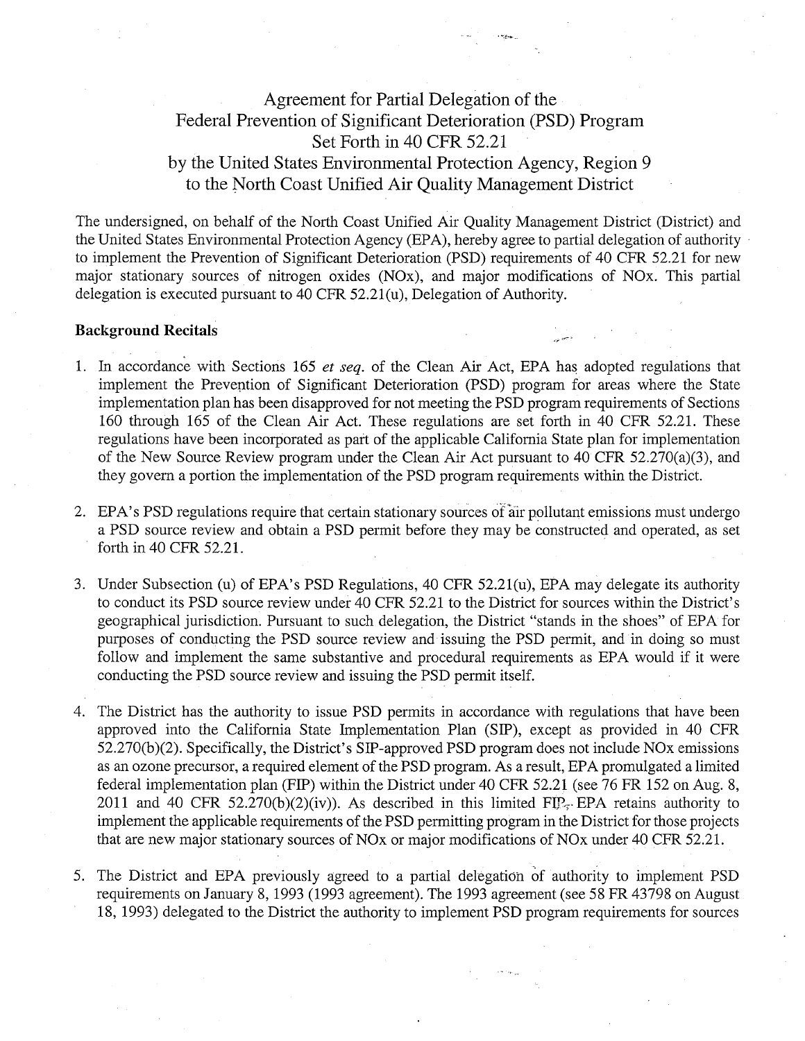// Title block centered

# Agreement for Partial Delegation of the Federal Prevention of Significant Deterioration (PSD) Program Set Forth in 40 CFR 52.21 by the United States Environmental Protection Agency, Region 9 to the North Coast Unified Air Quality Management District

The undersigned, on behalf of the North Coast Unified Air Quality Management District (District) and the United States Environmental Protection Agency (EPA), hereby agree to partial delegation of authority to implement the Prevention of Significant Deterioration (PSD) requirements of 40 CFR 52.21 for new major stationary sources of nitrogen oxides (NOx), and major modifications of NOx. This partial delegation is executed pursuant to 40 CFR 52.21(u), Delegation of Authority.

**Background Recitals**

1. In accordance with Sections 165 *et seq.* of the Clean Air Act, EPA has adopted regulations that implement the Prevention of Significant Deterioration (PSD) program for areas where the State implementation plan has been disapproved for not meeting the PSD program requirements of Sections 160 through 165 of the Clean Air Act. These regulations are set forth in 40 CFR 52.21. These regulations have been incorporated as part of the applicable California State plan for implementation of the New Source Review program under the Clean Air Act pursuant to 40 CFR 52.270(a)(3), and they govern a portion the implementation of the PSD program requirements within the District.

2. EPA's PSD regulations require that certain stationary sources of air pollutant emissions must undergo a PSD source review and obtain a PSD permit before they may be constructed and operated, as set forth in 40 CFR 52.21.

3. Under Subsection (u) of EPA's PSD Regulations, 40 CFR 52.21(u), EPA may delegate its authority to conduct its PSD source review under 40 CFR 52.21 to the District for sources within the District's geographical jurisdiction. Pursuant to such delegation, the District "stands in the shoes" of EPA for purposes of conducting the PSD source review and issuing the PSD permit, and in doing so must follow and implement the same substantive and procedural requirements as EPA would if it were conducting the PSD source review and issuing the PSD permit itself.

4. The District has the authority to issue PSD permits in accordance with regulations that have been approved into the California State Implementation Plan (SIP), except as provided in 40 CFR 52.270(b)(2). Specifically, the District's SIP-approved PSD program does not include NOx emissions as an ozone precursor, a required element of the PSD program. As a result, EPA promulgated a limited federal implementation plan (FIP) within the District under 40 CFR 52.21 (see 76 FR 152 on Aug. 8, 2011 and 40 CFR 52.270(b)(2)(iv)). As described in this limited FIP, EPA retains authority to implement the applicable requirements of the PSD permitting program in the District for those projects that are new major stationary sources of NOx or major modifications of NOx under 40 CFR 52.21.

5. The District and EPA previously agreed to a partial delegation of authority to implement PSD requirements on January 8, 1993 (1993 agreement). The 1993 agreement (see 58 FR 43798 on August 18, 1993) delegated to the District the authority to implement PSD program requirements for sources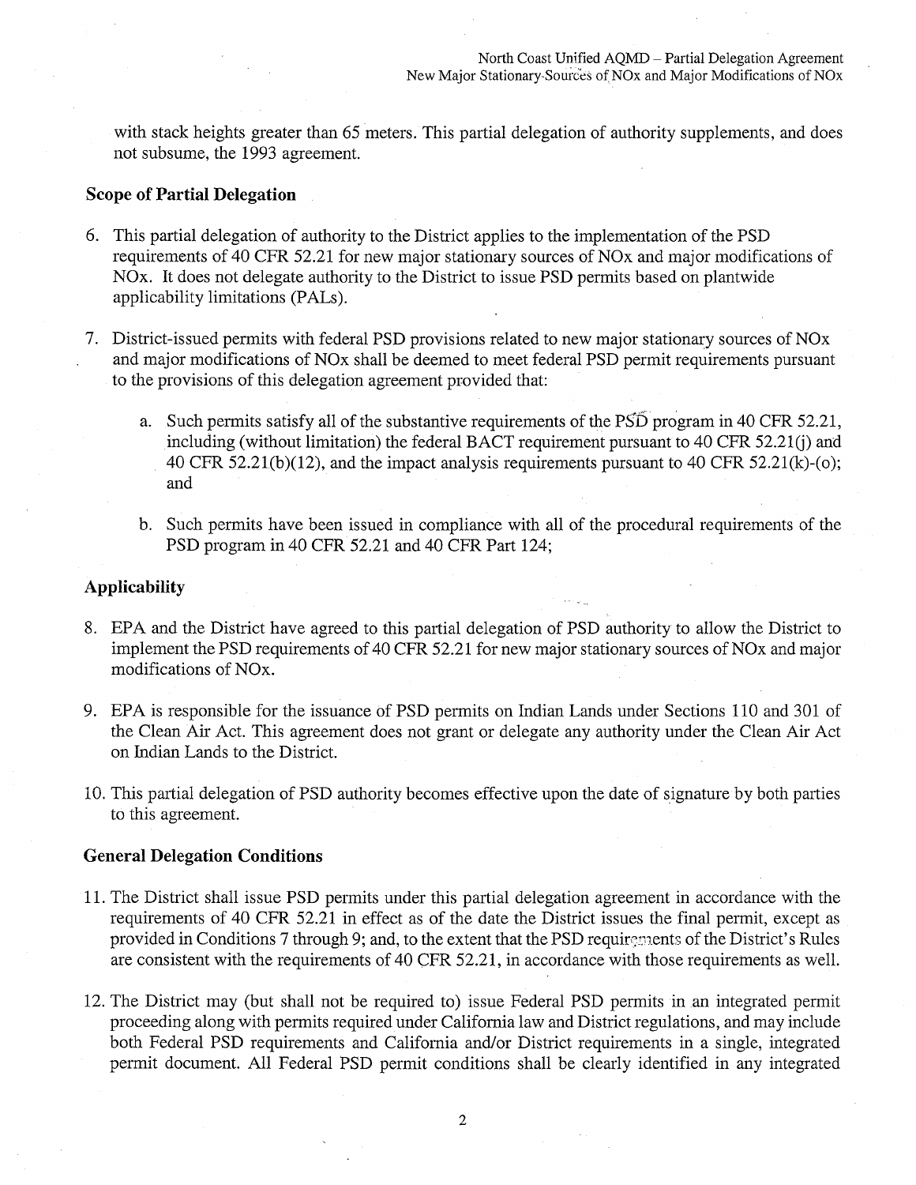with stack heights greater than 65 meters. This partial delegation of authority supplements, and does not subsume, the 1993 agreement.

**Scope of Partial Delegation**

6. This partial delegation of authority to the District applies to the implementation of the PSD requirements of 40 CFR 52.21 for new major stationary sources of NOx and major modifications of NOx. It does not delegate authority to the District to issue PSD permits based on plantwide applicability limitations (PALs).

7. District-issued permits with federal PSD provisions related to new major stationary sources of NOx and major modifications of NOx shall be deemed to meet federal PSD permit requirements pursuant to the provisions of this delegation agreement provided that:

   a. Such permits satisfy all of the substantive requirements of the PSD program in 40 CFR 52.21, including (without limitation) the federal BACT requirement pursuant to 40 CFR 52.21(j) and 40 CFR 52.21(b)(12), and the impact analysis requirements pursuant to 40 CFR 52.21(k)-(o); and

   b. Such permits have been issued in compliance with all of the procedural requirements of the PSD program in 40 CFR 52.21 and 40 CFR Part 124;

**Applicability**

8. EPA and the District have agreed to this partial delegation of PSD authority to allow the District to implement the PSD requirements of 40 CFR 52.21 for new major stationary sources of NOx and major modifications of NOx.

9. EPA is responsible for the issuance of PSD permits on Indian Lands under Sections 110 and 301 of the Clean Air Act. This agreement does not grant or delegate any authority under the Clean Air Act on Indian Lands to the District.

10. This partial delegation of PSD authority becomes effective upon the date of signature by both parties to this agreement.

**General Delegation Conditions**

11. The District shall issue PSD permits under this partial delegation agreement in accordance with the requirements of 40 CFR 52.21 in effect as of the date the District issues the final permit, except as provided in Conditions 7 through 9; and, to the extent that the PSD requirements of the District's Rules are consistent with the requirements of 40 CFR 52.21, in accordance with those requirements as well.

12. The District may (but shall not be required to) issue Federal PSD permits in an integrated permit proceeding along with permits required under California law and District regulations, and may include both Federal PSD requirements and California and/or District requirements in a single, integrated permit document. All Federal PSD permit conditions shall be clearly identified in any integrated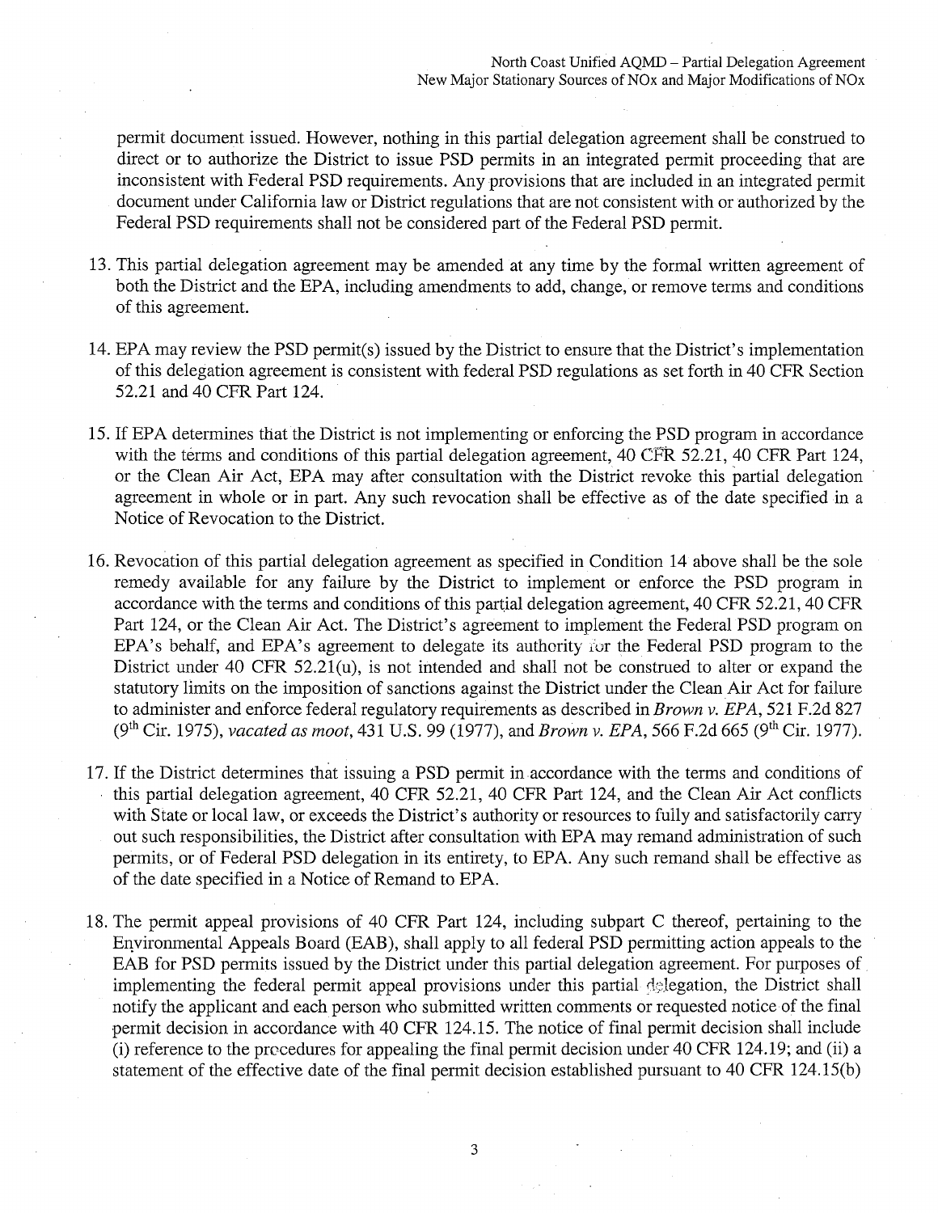permit document issued. However, nothing in this partial delegation agreement shall be construed to direct or to authorize the District to issue PSD permits in an integrated permit proceeding that are inconsistent with Federal PSD requirements. Any provisions that are included in an integrated permit document under California law or District regulations that are not consistent with or authorized by the Federal PSD requirements shall not be considered part of the Federal PSD permit.

13. This partial delegation agreement may be amended at any time by the formal written agreement of both the District and the EPA, including amendments to add, change, or remove terms and conditions of this agreement.

14. EPA may review the PSD permit(s) issued by the District to ensure that the District's implementation of this delegation agreement is consistent with federal PSD regulations as set forth in 40 CFR Section 52.21 and 40 CFR Part 124.

15. If EPA determines that the District is not implementing or enforcing the PSD program in accordance with the terms and conditions of this partial delegation agreement, 40 CFR 52.21, 40 CFR Part 124, or the Clean Air Act, EPA may after consultation with the District revoke this partial delegation agreement in whole or in part. Any such revocation shall be effective as of the date specified in a Notice of Revocation to the District.

16. Revocation of this partial delegation agreement as specified in Condition 14 above shall be the sole remedy available for any failure by the District to implement or enforce the PSD program in accordance with the terms and conditions of this partial delegation agreement, 40 CFR 52.21, 40 CFR Part 124, or the Clean Air Act. The District's agreement to implement the Federal PSD program on EPA's behalf, and EPA's agreement to delegate its authority for the Federal PSD program to the District under 40 CFR 52.21(u), is not intended and shall not be construed to alter or expand the statutory limits on the imposition of sanctions against the District under the Clean Air Act for failure to administer and enforce federal regulatory requirements as described in *Brown v. EPA*, 521 F.2d 827 (9th Cir. 1975), *vacated as moot*, 431 U.S. 99 (1977), and *Brown v. EPA*, 566 F.2d 665 (9th Cir. 1977).

17. If the District determines that issuing a PSD permit in accordance with the terms and conditions of this partial delegation agreement, 40 CFR 52.21, 40 CFR Part 124, and the Clean Air Act conflicts with State or local law, or exceeds the District's authority or resources to fully and satisfactorily carry out such responsibilities, the District after consultation with EPA may remand administration of such permits, or of Federal PSD delegation in its entirety, to EPA. Any such remand shall be effective as of the date specified in a Notice of Remand to EPA.

18. The permit appeal provisions of 40 CFR Part 124, including subpart C thereof, pertaining to the Environmental Appeals Board (EAB), shall apply to all federal PSD permitting action appeals to the EAB for PSD permits issued by the District under this partial delegation agreement. For purposes of implementing the federal permit appeal provisions under this partial delegation, the District shall notify the applicant and each person who submitted written comments or requested notice of the final permit decision in accordance with 40 CFR 124.15. The notice of final permit decision shall include (i) reference to the procedures for appealing the final permit decision under 40 CFR 124.19; and (ii) a statement of the effective date of the final permit decision established pursuant to 40 CFR 124.15(b)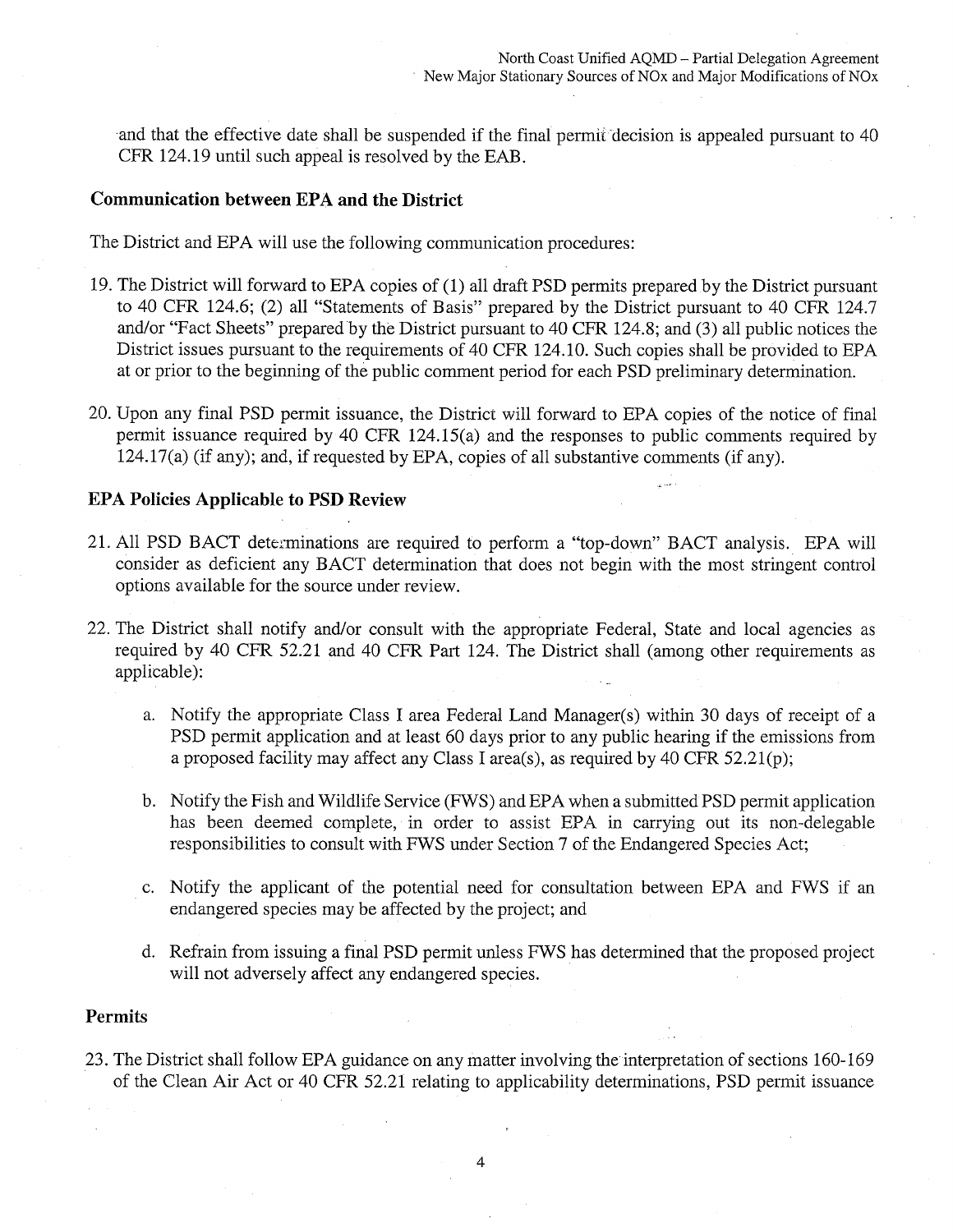and that the effective date shall be suspended if the final permit decision is appealed pursuant to 40 CFR 124.19 until such appeal is resolved by the EAB.

### Communication between EPA and the District

The District and EPA will use the following communication procedures:

19. The District will forward to EPA copies of (1) all draft PSD permits prepared by the District pursuant to 40 CFR 124.6; (2) all "Statements of Basis" prepared by the District pursuant to 40 CFR 124.7 and/or "Fact Sheets" prepared by the District pursuant to 40 CFR 124.8; and (3) all public notices the District issues pursuant to the requirements of 40 CFR 124.10. Such copies shall be provided to EPA at or prior to the beginning of the public comment period for each PSD preliminary determination.

20. Upon any final PSD permit issuance, the District will forward to EPA copies of the notice of final permit issuance required by 40 CFR 124.15(a) and the responses to public comments required by 124.17(a) (if any); and, if requested by EPA, copies of all substantive comments (if any).

### EPA Policies Applicable to PSD Review

21. All PSD BACT determinations are required to perform a "top-down" BACT analysis. EPA will consider as deficient any BACT determination that does not begin with the most stringent control options available for the source under review.

22. The District shall notify and/or consult with the appropriate Federal, State and local agencies as required by 40 CFR 52.21 and 40 CFR Part 124. The District shall (among other requirements as applicable):

    a. Notify the appropriate Class I area Federal Land Manager(s) within 30 days of receipt of a PSD permit application and at least 60 days prior to any public hearing if the emissions from a proposed facility may affect any Class I area(s), as required by 40 CFR 52.21(p);

    b. Notify the Fish and Wildlife Service (FWS) and EPA when a submitted PSD permit application has been deemed complete, in order to assist EPA in carrying out its non-delegable responsibilities to consult with FWS under Section 7 of the Endangered Species Act;

    c. Notify the applicant of the potential need for consultation between EPA and FWS if an endangered species may be affected by the project; and

    d. Refrain from issuing a final PSD permit unless FWS has determined that the proposed project will not adversely affect any endangered species.

### Permits

23. The District shall follow EPA guidance on any matter involving the interpretation of sections 160-169 of the Clean Air Act or 40 CFR 52.21 relating to applicability determinations, PSD permit issuance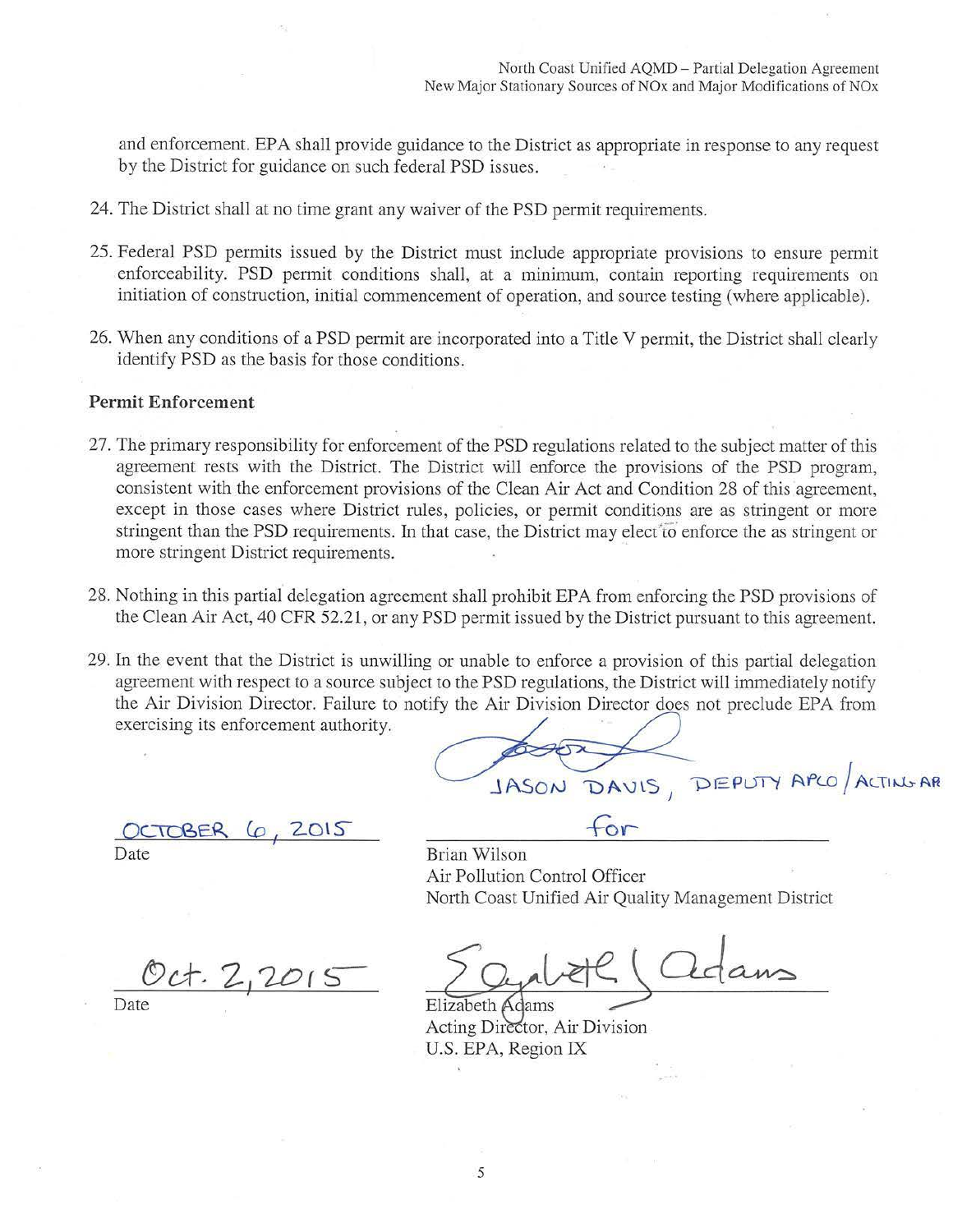and enforcement. EPA shall provide guidance to the District as appropriate in response to any request by the District for guidance on such federal PSD issues.

24. The District shall at no time grant any waiver of the PSD permit requirements.

25. Federal PSD permits issued by the District must include appropriate provisions to ensure permit enforceability. PSD permit conditions shall, at a minimum, contain reporting requirements on initiation of construction, initial commencement of operation, and source testing (where applicable).

26. When any conditions of a PSD permit are incorporated into a Title V permit, the District shall clearly identify PSD as the basis for those conditions.

**Permit Enforcement**

27. The primary responsibility for enforcement of the PSD regulations related to the subject matter of this agreement rests with the District. The District will enforce the provisions of the PSD program, consistent with the enforcement provisions of the Clean Air Act and Condition 28 of this agreement, except in those cases where District rules, policies, or permit conditions are as stringent or more stringent than the PSD requirements. In that case, the District may elect to enforce the as stringent or more stringent District requirements.

28. Nothing in this partial delegation agreement shall prohibit EPA from enforcing the PSD provisions of the Clean Air Act, 40 CFR 52.21, or any PSD permit issued by the District pursuant to this agreement.

29. In the event that the District is unwilling or unable to enforce a provision of this partial delegation agreement with respect to a source subject to the PSD regulations, the District will immediately notify the Air Division Director. Failure to notify the Air Division Director does not preclude EPA from exercising its enforcement authority.

JASON DAVIS, DEPUTY APCO / ACTING AP

OCTOBER 6, 2015
Date

for
Brian Wilson
Air Pollution Control Officer
North Coast Unified Air Quality Management District

Oct. 2, 2015
Date

Elizabeth Adams
Acting Director, Air Division
U.S. EPA, Region IX